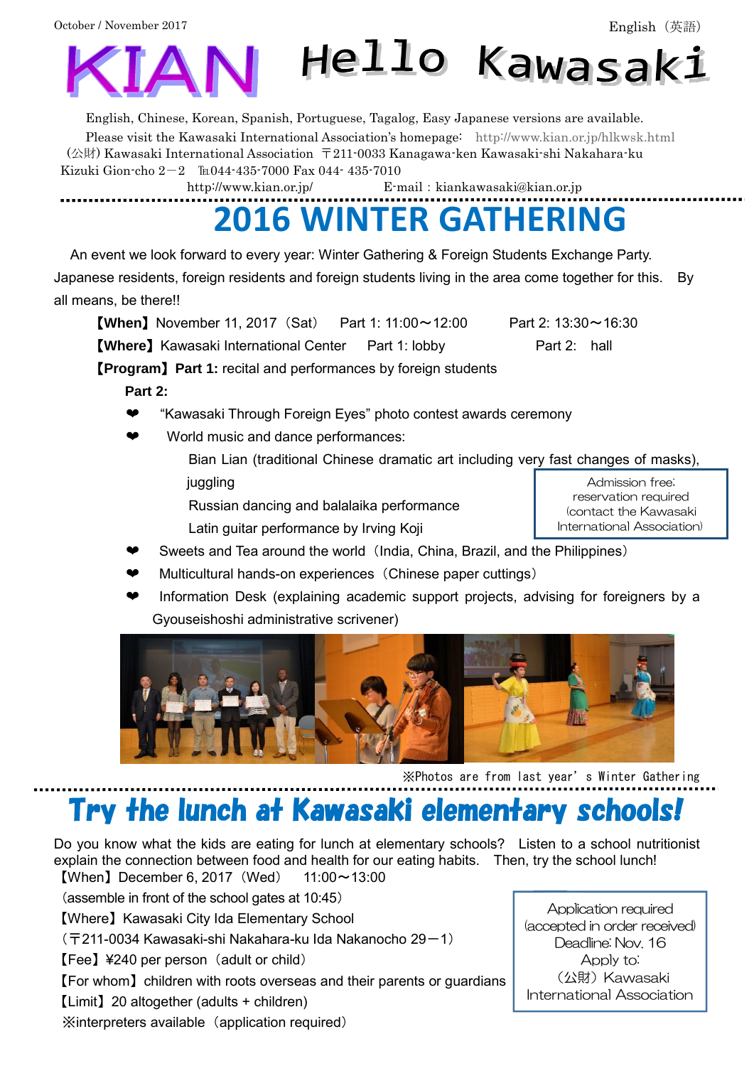October / November 2017

English（英語）

# KIAN Hello Kawasaki

English, Chinese, Korean, Spanish, Portuguese, Tagalog, Easy Japanese versions are available.

Please visit the Kawasaki International Association's homepage: http://www.kian.or.jp/hlkwsk.html

(公財) Kawasaki International Association 〒211-0033 Kanagawa-ken Kawasaki-shi Nakahara-ku Kizuki Gion-cho 2－2 ℡044-435-7000 Fax 044- 435-7010

http://www.kian.or.jp/ E-mail：kiankawasaki@kian.or.jp

## 2016 WINTER GATHERING

An event we look forward to every year: Winter Gathering & Foreign Students Exchange Party. Japanese residents, foreign residents and foreign students living in the area come together for this. By all means, be there!!

**【When】**November 11, 2017（Sat） Part 1: 11:00～12:00 Part 2: 13:30～16:30

**【Where】**Kawasaki International Center Part 1: lobby Part 2: hall

**【Program】Part 1:** recital and performances by foreign students

**Part 2:**

- "Kawasaki Through Foreign Eyes" photo contest awards ceremony
- World music and dance performances:
  - Bian Lian (traditional Chinese dramatic art including very fast changes of masks), juggling
  - Russian dancing and balalaika performance
  - Latin guitar performance by Irving Koji
- Sweets and Tea around the world（India, China, Brazil, and the Philippines）
- Multicultural hands-on experiences（Chinese paper cuttings）
- Information Desk (explaining academic support projects, advising for foreigners by a Gyouseishoshi administrative scrivener)

Admission free; reservation required (contact the Kawasaki International Association)

※Photos are from last year's Winter Gathering

## Try the lunch at Kawasaki elementary schools!

Do you know what the kids are eating for lunch at elementary schools? Listen to a school nutritionist explain the connection between food and health for our eating habits. Then, try the school lunch!

【When】December 6, 2017（Wed） 11:00～13:00
（assemble in front of the school gates at 10:45）

【Where】Kawasaki City Ida Elementary School
（〒211-0034 Kawasaki-shi Nakahara-ku Ida Nakanocho 29－1）

【Fee】¥240 per person（adult or child）

【For whom】children with roots overseas and their parents or guardians

【Limit】20 altogether (adults + children)

※interpreters available（application required）

Application required (accepted in order received)
Deadline: Nov. 16
Apply to:
（公財）Kawasaki International Association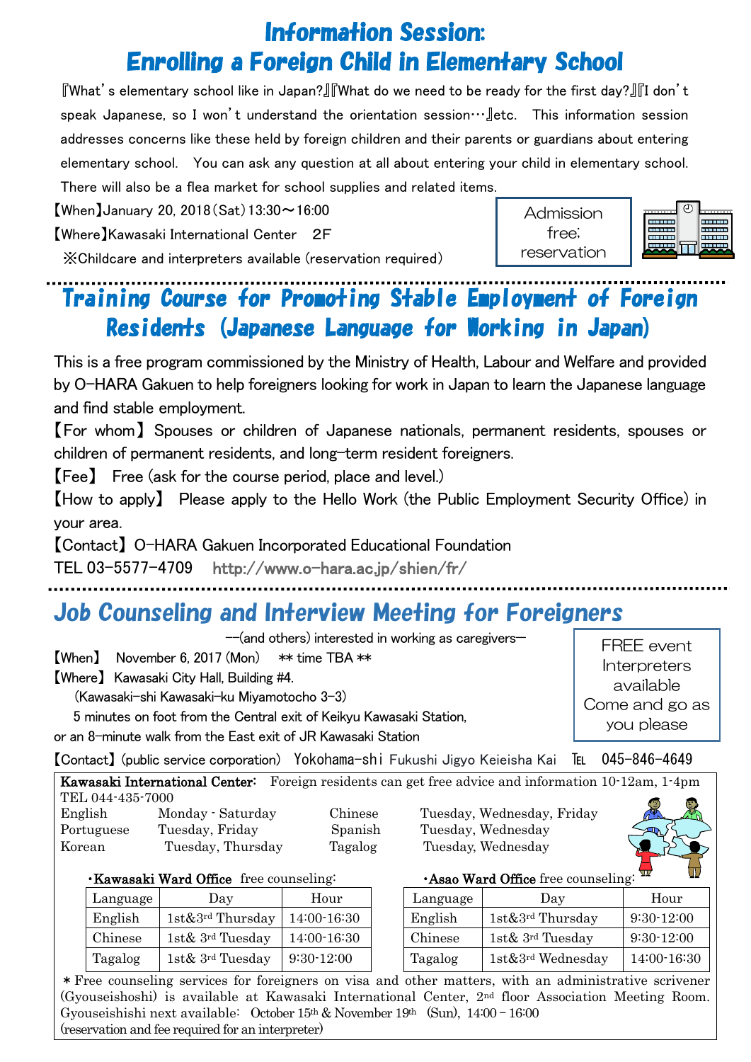# Information Session: Enrolling a Foreign Child in Elementary School

『What's elementary school like in Japan?』『What do we need to be ready for the first day?』『I don't speak Japanese, so I won't understand the orientation session…』etc. This information session addresses concerns like these held by foreign children and their parents or guardians about entering elementary school. You can ask any question at all about entering your child in elementary school. There will also be a flea market for school supplies and related items.

【When】January 20, 2018 (Sat) 13:30〜16:00

【Where】Kawasaki International Center 2F

※Childcare and interpreters available (reservation required)

Admission free; reservation

# Training Course for Promoting Stable Employment of Foreign Residents (Japanese Language for Working in Japan)

This is a free program commissioned by the Ministry of Health, Labour and Welfare and provided by O-HARA Gakuen to help foreigners looking for work in Japan to learn the Japanese language and find stable employment.

【For whom】 Spouses or children of Japanese nationals, permanent residents, spouses or children of permanent residents, and long-term resident foreigners.

【Fee】 Free (ask for the course period, place and level.)

【How to apply】 Please apply to the Hello Work (the Public Employment Security Office) in your area.

【Contact】O-HARA Gakuen Incorporated Educational Foundation

TEL 03-5577-4709 http://www.o-hara.ac.jp/shien/fr/

# Job Counseling and Interview Meeting for Foreigners

—(and others) interested in working as caregivers—

【When】 November 6, 2017 (Mon) ** time TBA **

【Where】 Kawasaki City Hall, Building #4.

(Kawasaki-shi Kawasaki-ku Miyamotocho 3-3)

5 minutes on foot from the Central exit of Keikyu Kawasaki Station, or an 8-minute walk from the East exit of JR Kawasaki Station

FREE event
Interpreters available
Come and go as you please

【Contact】(public service corporation) Yokohama-shi Fukushi Jigyo Keieisha Kai TEL 045-846-4649

**Kawasaki International Center:** Foreign residents can get free advice and information 10-12am, 1-4pm TEL 044-435-7000

| | | | |
|---|---|---|---|
| English | Monday - Saturday | Chinese | Tuesday, Wednesday, Friday |
| Portuguese | Tuesday, Friday | Spanish | Tuesday, Wednesday |
| Korean | Tuesday, Thursday | Tagalog | Tuesday, Wednesday |

・**Kawasaki Ward Office** free counseling:

| Language | Day | Hour |
|---|---|---|
| English | 1st&3rd Thursday | 14:00-16:30 |
| Chinese | 1st& 3rd Tuesday | 14:00-16:30 |
| Tagalog | 1st& 3rd Tuesday | 9:30-12:00 |

・**Asao Ward Office** free counseling:

| Language | Day | Hour |
|---|---|---|
| English | 1st&3rd Thursday | 9:30-12:00 |
| Chinese | 1st& 3rd Tuesday | 9:30-12:00 |
| Tagalog | 1st&3rd Wednesday | 14:00-16:30 |

＊Free counseling services for foreigners on visa and other matters, with an administrative scrivener (Gyouseishoshi) is available at Kawasaki International Center, 2nd floor Association Meeting Room. Gyouseishishi next available: October 15th & November 19th (Sun), 14:00－16:00
(reservation and fee required for an interpreter)